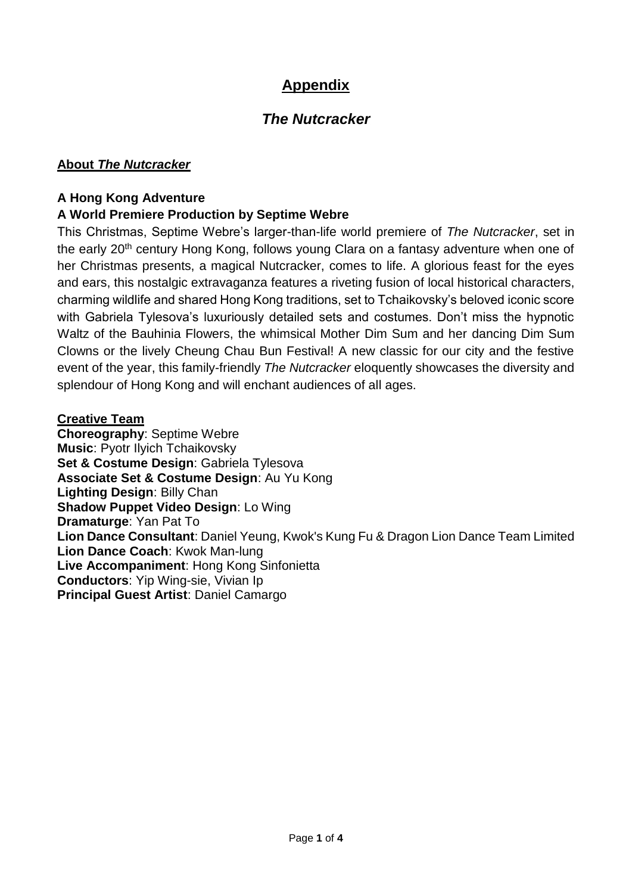# Appendix

## *The Nutcracker*

### About *The Nutcracker*

**A Hong Kong Adventure**
**A World Premiere Production by Septime Webre**

This Christmas, Septime Webre's larger-than-life world premiere of *The Nutcracker*, set in the early 20th century Hong Kong, follows young Clara on a fantasy adventure when one of her Christmas presents, a magical Nutcracker, comes to life. A glorious feast for the eyes and ears, this nostalgic extravaganza features a riveting fusion of local historical characters, charming wildlife and shared Hong Kong traditions, set to Tchaikovsky's beloved iconic score with Gabriela Tylesova's luxuriously detailed sets and costumes. Don't miss the hypnotic Waltz of the Bauhinia Flowers, the whimsical Mother Dim Sum and her dancing Dim Sum Clowns or the lively Cheung Chau Bun Festival! A new classic for our city and the festive event of the year, this family-friendly *The Nutcracker* eloquently showcases the diversity and splendour of Hong Kong and will enchant audiences of all ages.

### Creative Team

**Choreography**: Septime Webre
**Music**: Pyotr Ilyich Tchaikovsky
**Set & Costume Design**: Gabriela Tylesova
**Associate Set & Costume Design**: Au Yu Kong
**Lighting Design**: Billy Chan
**Shadow Puppet Video Design**: Lo Wing
**Dramaturge**: Yan Pat To
**Lion Dance Consultant**: Daniel Yeung, Kwok's Kung Fu & Dragon Lion Dance Team Limited
**Lion Dance Coach**: Kwok Man-lung
**Live Accompaniment**: Hong Kong Sinfonietta
**Conductors**: Yip Wing-sie, Vivian Ip
**Principal Guest Artist**: Daniel Camargo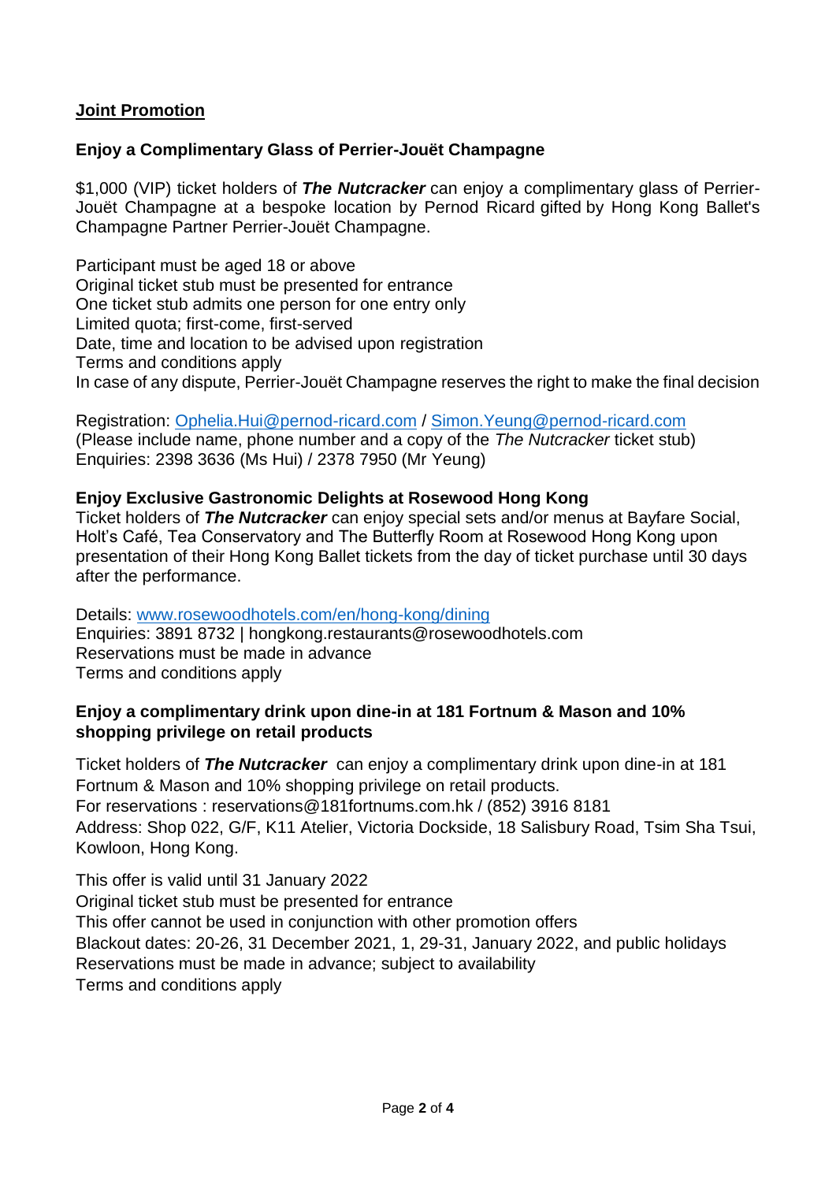## Joint Promotion

### Enjoy a Complimentary Glass of Perrier-Jouët Champagne

$1,000 (VIP) ticket holders of ***The Nutcracker*** can enjoy a complimentary glass of Perrier-Jouët Champagne at a bespoke location by Pernod Ricard gifted by Hong Kong Ballet's Champagne Partner Perrier-Jouët Champagne.

Participant must be aged 18 or above
Original ticket stub must be presented for entrance
One ticket stub admits one person for one entry only
Limited quota; first-come, first-served
Date, time and location to be advised upon registration
Terms and conditions apply
In case of any dispute, Perrier-Jouët Champagne reserves the right to make the final decision

Registration: Ophelia.Hui@pernod-ricard.com / Simon.Yeung@pernod-ricard.com
(Please include name, phone number and a copy of the *The Nutcracker* ticket stub)
Enquiries: 2398 3636 (Ms Hui) / 2378 7950 (Mr Yeung)

### Enjoy Exclusive Gastronomic Delights at Rosewood Hong Kong

Ticket holders of ***The Nutcracker*** can enjoy special sets and/or menus at Bayfare Social, Holt's Café, Tea Conservatory and The Butterfly Room at Rosewood Hong Kong upon presentation of their Hong Kong Ballet tickets from the day of ticket purchase until 30 days after the performance.

Details: www.rosewoodhotels.com/en/hong-kong/dining
Enquiries: 3891 8732 | hongkong.restaurants@rosewoodhotels.com
Reservations must be made in advance
Terms and conditions apply

### Enjoy a complimentary drink upon dine-in at 181 Fortnum & Mason and 10% shopping privilege on retail products

Ticket holders of ***The Nutcracker*** can enjoy a complimentary drink upon dine-in at 181 Fortnum & Mason and 10% shopping privilege on retail products.
For reservations : reservations@181fortnums.com.hk / (852) 3916 8181
Address: Shop 022, G/F, K11 Atelier, Victoria Dockside, 18 Salisbury Road, Tsim Sha Tsui, Kowloon, Hong Kong.

This offer is valid until 31 January 2022
Original ticket stub must be presented for entrance
This offer cannot be used in conjunction with other promotion offers
Blackout dates: 20-26, 31 December 2021, 1, 29-31, January 2022, and public holidays
Reservations must be made in advance; subject to availability
Terms and conditions apply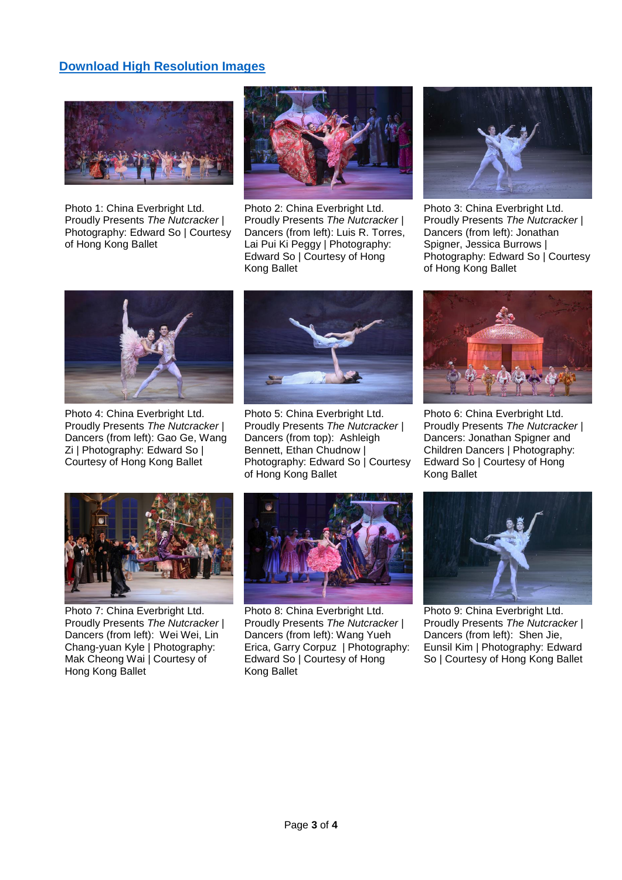**[Download High Resolution Images]**

Photo 1: China Everbright Ltd. Proudly Presents *The Nutcracker* | Photography: Edward So | Courtesy of Hong Kong Ballet

Photo 2: China Everbright Ltd. Proudly Presents *The Nutcracker* | Dancers (from left): Luis R. Torres, Lai Pui Ki Peggy | Photography: Edward So | Courtesy of Hong Kong Ballet

Photo 3: China Everbright Ltd. Proudly Presents *The Nutcracker* | Dancers (from left): Jonathan Spigner, Jessica Burrows | Photography: Edward So | Courtesy of Hong Kong Ballet

Photo 4: China Everbright Ltd. Proudly Presents *The Nutcracker* | Dancers (from left): Gao Ge, Wang Zi | Photography: Edward So | Courtesy of Hong Kong Ballet

Photo 5: China Everbright Ltd. Proudly Presents *The Nutcracker* | Dancers (from top): Ashleigh Bennett, Ethan Chudnow | Photography: Edward So | Courtesy of Hong Kong Ballet

Photo 6: China Everbright Ltd. Proudly Presents *The Nutcracker* | Dancers: Jonathan Spigner and Children Dancers | Photography: Edward So | Courtesy of Hong Kong Ballet

Photo 7: China Everbright Ltd. Proudly Presents *The Nutcracker* | Dancers (from left): Wei Wei, Lin Chang-yuan Kyle | Photography: Mak Cheong Wai | Courtesy of Hong Kong Ballet

Photo 8: China Everbright Ltd. Proudly Presents *The Nutcracker* | Dancers (from left): Wang Yueh Erica, Garry Corpuz | Photography: Edward So | Courtesy of Hong Kong Ballet

Photo 9: China Everbright Ltd. Proudly Presents *The Nutcracker* | Dancers (from left): Shen Jie, Eunsil Kim | Photography: Edward So | Courtesy of Hong Kong Ballet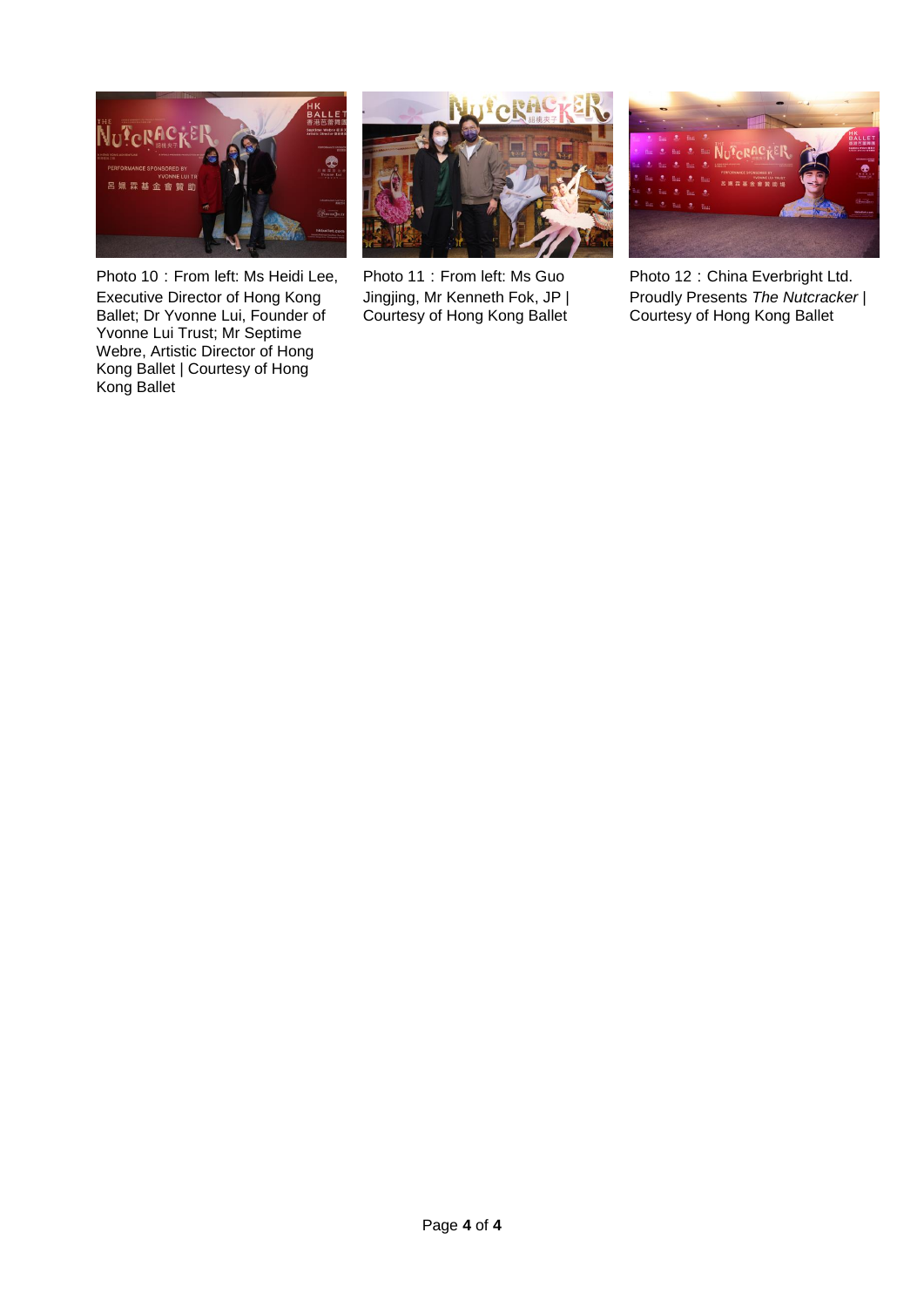Photo 10：From left: Ms Heidi Lee, Executive Director of Hong Kong Ballet; Dr Yvonne Lui, Founder of Yvonne Lui Trust; Mr Septime Webre, Artistic Director of Hong Kong Ballet | Courtesy of Hong Kong Ballet

Photo 11：From left: Ms Guo Jingjing, Mr Kenneth Fok, JP | Courtesy of Hong Kong Ballet

Photo 12：China Everbright Ltd. Proudly Presents *The Nutcracker* | Courtesy of Hong Kong Ballet